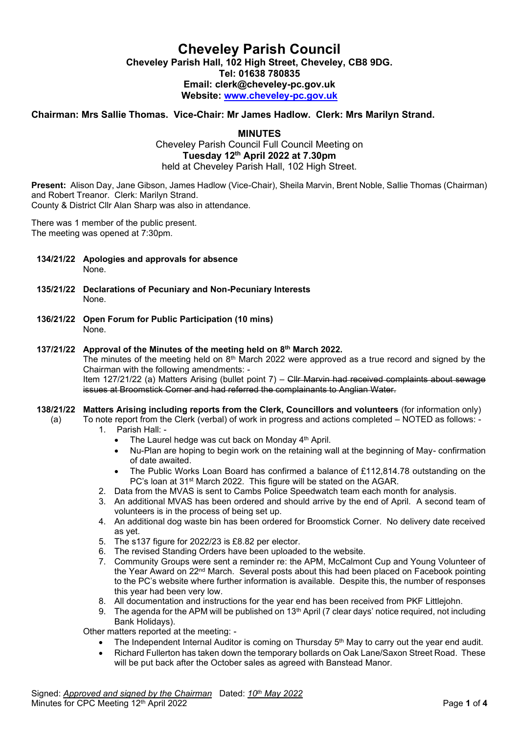# Cheveley Parish Council

**Cheveley Parish Hall, 102 High Street, Cheveley, CB8 9DG.**
**Tel: 01638 780835**
**Email: clerk@cheveley-pc.gov.uk**
**Website: www.cheveley-pc.gov.uk**

**Chairman: Mrs Sallie Thomas. Vice-Chair: Mr James Hadlow. Clerk: Mrs Marilyn Strand.**

## MINUTES

Cheveley Parish Council Full Council Meeting on
**Tuesday 12th April 2022 at 7.30pm**
held at Cheveley Parish Hall, 102 High Street.

**Present:** Alison Day, Jane Gibson, James Hadlow (Vice-Chair), Sheila Marvin, Brent Noble, Sallie Thomas (Chairman) and Robert Treanor. Clerk: Marilyn Strand.
County & District Cllr Alan Sharp was also in attendance.

There was 1 member of the public present.
The meeting was opened at 7:30pm.

**134/21/22 Apologies and approvals for absence**
None.

**135/21/22 Declarations of Pecuniary and Non-Pecuniary Interests**
None.

**136/21/22 Open Forum for Public Participation (10 mins)**
None.

**137/21/22 Approval of the Minutes of the meeting held on 8th March 2022.**
The minutes of the meeting held on 8th March 2022 were approved as a true record and signed by the Chairman with the following amendments: -
Item 127/21/22 (a) Matters Arising (bullet point 7) – ~~Cllr Marvin had received complaints about sewage issues at Broomstick Corner and had referred the complainants to Anglian Water.~~

**138/21/22 Matters Arising including reports from the Clerk, Councillors and volunteers** (for information only)

(a) To note report from the Clerk (verbal) of work in progress and actions completed – NOTED as follows: -

1. Parish Hall: -
   - The Laurel hedge was cut back on Monday 4th April.
   - Nu-Plan are hoping to begin work on the retaining wall at the beginning of May- confirmation of date awaited.
   - The Public Works Loan Board has confirmed a balance of £112,814.78 outstanding on the PC's loan at 31st March 2022. This figure will be stated on the AGAR.
2. Data from the MVAS is sent to Cambs Police Speedwatch team each month for analysis.
3. An additional MVAS has been ordered and should arrive by the end of April. A second team of volunteers is in the process of being set up.
4. An additional dog waste bin has been ordered for Broomstick Corner. No delivery date received as yet.
5. The s137 figure for 2022/23 is £8.82 per elector.
6. The revised Standing Orders have been uploaded to the website.
7. Community Groups were sent a reminder re: the APM, McCalmont Cup and Young Volunteer of the Year Award on 22nd March. Several posts about this had been placed on Facebook pointing to the PC's website where further information is available. Despite this, the number of responses this year had been very low.
8. All documentation and instructions for the year end has been received from PKF Littlejohn.
9. The agenda for the APM will be published on 13th April (7 clear days' notice required, not including Bank Holidays).

Other matters reported at the meeting: -

- The Independent Internal Auditor is coming on Thursday 5th May to carry out the year end audit.
- Richard Fullerton has taken down the temporary bollards on Oak Lane/Saxon Street Road. These will be put back after the October sales as agreed with Banstead Manor.

Signed: *Approved and signed by the Chairman* Dated: *10th May 2022*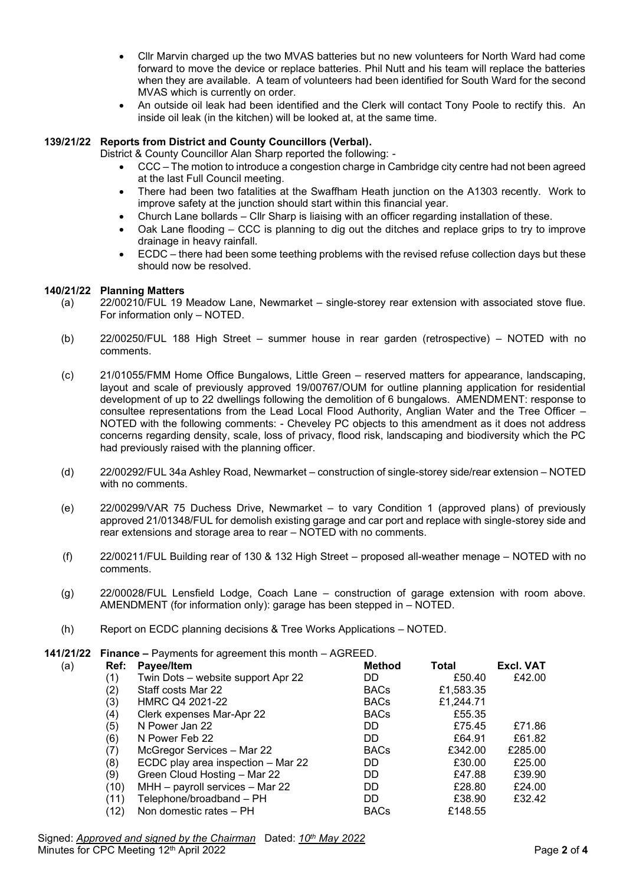- Cllr Marvin charged up the two MVAS batteries but no new volunteers for North Ward had come forward to move the device or replace batteries. Phil Nutt and his team will replace the batteries when they are available. A team of volunteers had been identified for South Ward for the second MVAS which is currently on order.
- An outside oil leak had been identified and the Clerk will contact Tony Poole to rectify this. An inside oil leak (in the kitchen) will be looked at, at the same time.

**139/21/22 Reports from District and County Councillors (Verbal).**

District & County Councillor Alan Sharp reported the following: -

- CCC – The motion to introduce a congestion charge in Cambridge city centre had not been agreed at the last Full Council meeting.
- There had been two fatalities at the Swaffham Heath junction on the A1303 recently. Work to improve safety at the junction should start within this financial year.
- Church Lane bollards – Cllr Sharp is liaising with an officer regarding installation of these.
- Oak Lane flooding – CCC is planning to dig out the ditches and replace grips to try to improve drainage in heavy rainfall.
- ECDC – there had been some teething problems with the revised refuse collection days but these should now be resolved.

**140/21/22 Planning Matters**

(a) 22/00210/FUL 19 Meadow Lane, Newmarket – single-storey rear extension with associated stove flue. For information only – NOTED.

(b) 22/00250/FUL 188 High Street – summer house in rear garden (retrospective) – NOTED with no comments.

(c) 21/01055/FMM Home Office Bungalows, Little Green – reserved matters for appearance, landscaping, layout and scale of previously approved 19/00767/OUM for outline planning application for residential development of up to 22 dwellings following the demolition of 6 bungalows. AMENDMENT: response to consultee representations from the Lead Local Flood Authority, Anglian Water and the Tree Officer – NOTED with the following comments: - Cheveley PC objects to this amendment as it does not address concerns regarding density, scale, loss of privacy, flood risk, landscaping and biodiversity which the PC had previously raised with the planning officer.

(d) 22/00292/FUL 34a Ashley Road, Newmarket – construction of single-storey side/rear extension – NOTED with no comments.

(e) 22/00299/VAR 75 Duchess Drive, Newmarket – to vary Condition 1 (approved plans) of previously approved 21/01348/FUL for demolish existing garage and car port and replace with single-storey side and rear extensions and storage area to rear – NOTED with no comments.

(f) 22/00211/FUL Building rear of 130 & 132 High Street – proposed all-weather menage – NOTED with no comments.

(g) 22/00028/FUL Lensfield Lodge, Coach Lane – construction of garage extension with room above. AMENDMENT (for information only): garage has been stepped in – NOTED.

(h) Report on ECDC planning decisions & Tree Works Applications – NOTED.

**141/21/22 Finance –** Payments for agreement this month – AGREED.

(a)

| Ref: | Payee/Item | Method | Total | Excl. VAT |
|---|---|---|---|---|
| (1) | Twin Dots – website support Apr 22 | DD | £50.40 | £42.00 |
| (2) | Staff costs Mar 22 | BACs | £1,583.35 | |
| (3) | HMRC Q4 2021-22 | BACs | £1,244.71 | |
| (4) | Clerk expenses Mar-Apr 22 | BACs | £55.35 | |
| (5) | N Power Jan 22 | DD | £75.45 | £71.86 |
| (6) | N Power Feb 22 | DD | £64.91 | £61.82 |
| (7) | McGregor Services – Mar 22 | BACs | £342.00 | £285.00 |
| (8) | ECDC play area inspection – Mar 22 | DD | £30.00 | £25.00 |
| (9) | Green Cloud Hosting – Mar 22 | DD | £47.88 | £39.90 |
| (10) | MHH – payroll services – Mar 22 | DD | £28.80 | £24.00 |
| (11) | Telephone/broadband – PH | DD | £38.90 | £32.42 |
| (12) | Non domestic rates – PH | BACs | £148.55 | |

Signed: *Approved and signed by the Chairman* Dated: *10th May 2022*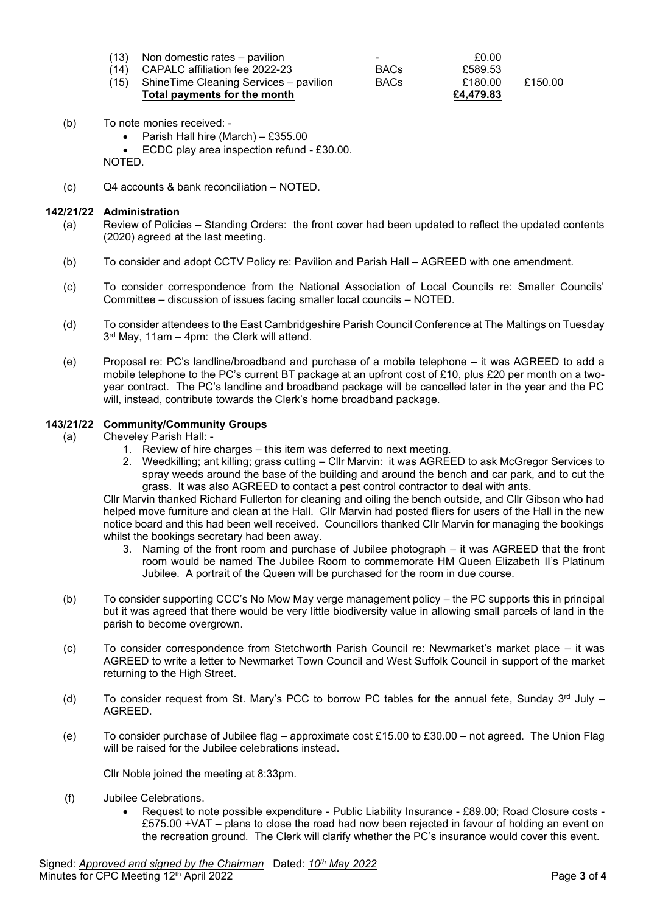| | | | | |
|---|---|---|---|---|
| (13) | Non domestic rates – pavilion | - | £0.00 | |
| (14) | CAPALC affiliation fee 2022-23 | BACs | £589.53 | |
| (15) | ShineTime Cleaning Services – pavilion | BACs | £180.00 | £150.00 |
| | **Total payments for the month** | | **£4,479.83** | |

(b) To note monies received: -

- Parish Hall hire (March) – £355.00
- ECDC play area inspection refund - £30.00.

NOTED.

(c) Q4 accounts & bank reconciliation – NOTED.

**142/21/22 Administration**

(a) Review of Policies – Standing Orders: the front cover had been updated to reflect the updated contents (2020) agreed at the last meeting.

(b) To consider and adopt CCTV Policy re: Pavilion and Parish Hall – AGREED with one amendment.

(c) To consider correspondence from the National Association of Local Councils re: Smaller Councils' Committee – discussion of issues facing smaller local councils – NOTED.

(d) To consider attendees to the East Cambridgeshire Parish Council Conference at The Maltings on Tuesday 3rd May, 11am – 4pm: the Clerk will attend.

(e) Proposal re: PC's landline/broadband and purchase of a mobile telephone – it was AGREED to add a mobile telephone to the PC's current BT package at an upfront cost of £10, plus £20 per month on a two-year contract. The PC's landline and broadband package will be cancelled later in the year and the PC will, instead, contribute towards the Clerk's home broadband package.

**143/21/22 Community/Community Groups**

(a) Cheveley Parish Hall: -

1. Review of hire charges – this item was deferred to next meeting.
2. Weedkilling; ant killing; grass cutting – Cllr Marvin: it was AGREED to ask McGregor Services to spray weeds around the base of the building and around the bench and car park, and to cut the grass. It was also AGREED to contact a pest control contractor to deal with ants.

Cllr Marvin thanked Richard Fullerton for cleaning and oiling the bench outside, and Cllr Gibson who had helped move furniture and clean at the Hall. Cllr Marvin had posted fliers for users of the Hall in the new notice board and this had been well received. Councillors thanked Cllr Marvin for managing the bookings whilst the bookings secretary had been away.

3. Naming of the front room and purchase of Jubilee photograph – it was AGREED that the front room would be named The Jubilee Room to commemorate HM Queen Elizabeth II's Platinum Jubilee. A portrait of the Queen will be purchased for the room in due course.

(b) To consider supporting CCC's No Mow May verge management policy – the PC supports this in principal but it was agreed that there would be very little biodiversity value in allowing small parcels of land in the parish to become overgrown.

(c) To consider correspondence from Stetchworth Parish Council re: Newmarket's market place – it was AGREED to write a letter to Newmarket Town Council and West Suffolk Council in support of the market returning to the High Street.

(d) To consider request from St. Mary's PCC to borrow PC tables for the annual fete, Sunday 3rd July – AGREED.

(e) To consider purchase of Jubilee flag – approximate cost £15.00 to £30.00 – not agreed. The Union Flag will be raised for the Jubilee celebrations instead.

Cllr Noble joined the meeting at 8:33pm.

(f) Jubilee Celebrations.

- Request to note possible expenditure - Public Liability Insurance - £89.00; Road Closure costs - £575.00 +VAT – plans to close the road had now been rejected in favour of holding an event on the recreation ground. The Clerk will clarify whether the PC's insurance would cover this event.

Signed: *Approved and signed by the Chairman* Dated: *10th May 2022*
Minutes for CPC Meeting 12th April 2022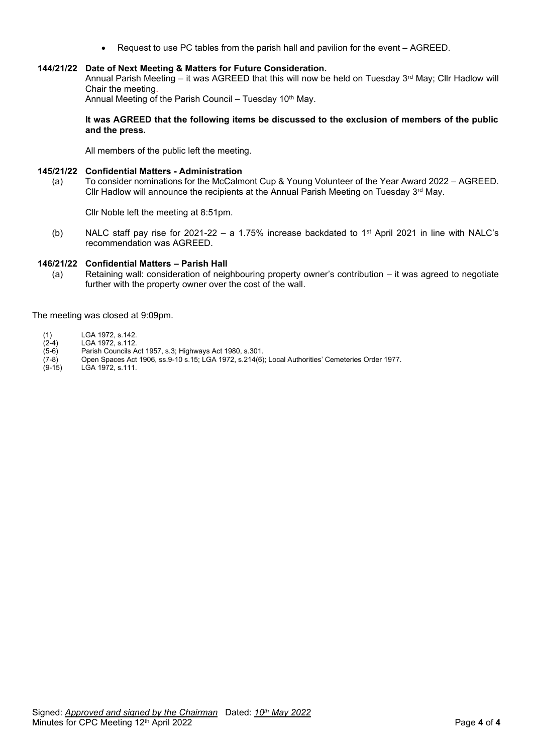- Request to use PC tables from the parish hall and pavilion for the event – AGREED.

**144/21/22 Date of Next Meeting & Matters for Future Consideration.**

Annual Parish Meeting – it was AGREED that this will now be held on Tuesday 3rd May; Cllr Hadlow will Chair the meeting.

Annual Meeting of the Parish Council – Tuesday 10th May.

**It was AGREED that the following items be discussed to the exclusion of members of the public and the press.**

All members of the public left the meeting.

**145/21/22 Confidential Matters - Administration**

(a) To consider nominations for the McCalmont Cup & Young Volunteer of the Year Award 2022 – AGREED. Cllr Hadlow will announce the recipients at the Annual Parish Meeting on Tuesday 3rd May.

Cllr Noble left the meeting at 8:51pm.

(b) NALC staff pay rise for 2021-22 – a 1.75% increase backdated to 1st April 2021 in line with NALC's recommendation was AGREED.

**146/21/22 Confidential Matters – Parish Hall**

(a) Retaining wall: consideration of neighbouring property owner's contribution – it was agreed to negotiate further with the property owner over the cost of the wall.

The meeting was closed at 9:09pm.

(1) LGA 1972, s.142.
(2-4) LGA 1972, s.112.
(5-6) Parish Councils Act 1957, s.3; Highways Act 1980, s.301.
(7-8) Open Spaces Act 1906, ss.9-10 s.15; LGA 1972, s.214(6); Local Authorities' Cemeteries Order 1977.
(9-15) LGA 1972, s.111.

Signed: *Approved and signed by the Chairman* Dated: *10th May 2022*

Minutes for CPC Meeting 12th April 2022